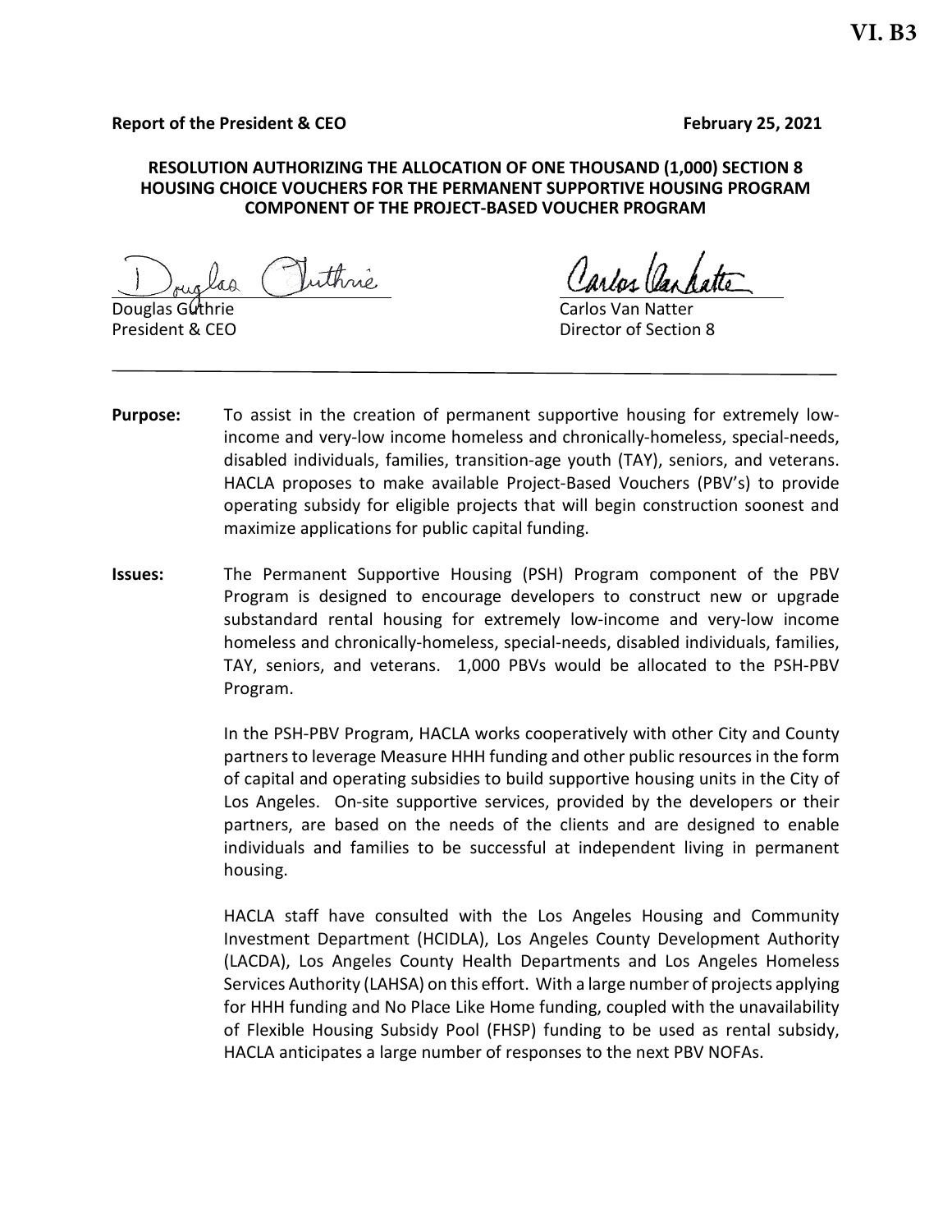**VI. B3**

**Report of the President & CEO** **February 25, 2021**

**RESOLUTION AUTHORIZING THE ALLOCATION OF ONE THOUSAND (1,000) SECTION 8 HOUSING CHOICE VOUCHERS FOR THE PERMANENT SUPPORTIVE HOUSING PROGRAM COMPONENT OF THE PROJECT-BASED VOUCHER PROGRAM**

Douglas Guthrie
President & CEO

Carlos Van Natter
Director of Section 8

---

**Purpose:** To assist in the creation of permanent supportive housing for extremely low-income and very-low income homeless and chronically-homeless, special-needs, disabled individuals, families, transition-age youth (TAY), seniors, and veterans. HACLA proposes to make available Project-Based Vouchers (PBV's) to provide operating subsidy for eligible projects that will begin construction soonest and maximize applications for public capital funding.

**Issues:** The Permanent Supportive Housing (PSH) Program component of the PBV Program is designed to encourage developers to construct new or upgrade substandard rental housing for extremely low-income and very-low income homeless and chronically-homeless, special-needs, disabled individuals, families, TAY, seniors, and veterans. 1,000 PBVs would be allocated to the PSH-PBV Program.

In the PSH-PBV Program, HACLA works cooperatively with other City and County partners to leverage Measure HHH funding and other public resources in the form of capital and operating subsidies to build supportive housing units in the City of Los Angeles. On-site supportive services, provided by the developers or their partners, are based on the needs of the clients and are designed to enable individuals and families to be successful at independent living in permanent housing.

HACLA staff have consulted with the Los Angeles Housing and Community Investment Department (HCIDLA), Los Angeles County Development Authority (LACDA), Los Angeles County Health Departments and Los Angeles Homeless Services Authority (LAHSA) on this effort. With a large number of projects applying for HHH funding and No Place Like Home funding, coupled with the unavailability of Flexible Housing Subsidy Pool (FHSP) funding to be used as rental subsidy, HACLA anticipates a large number of responses to the next PBV NOFAs.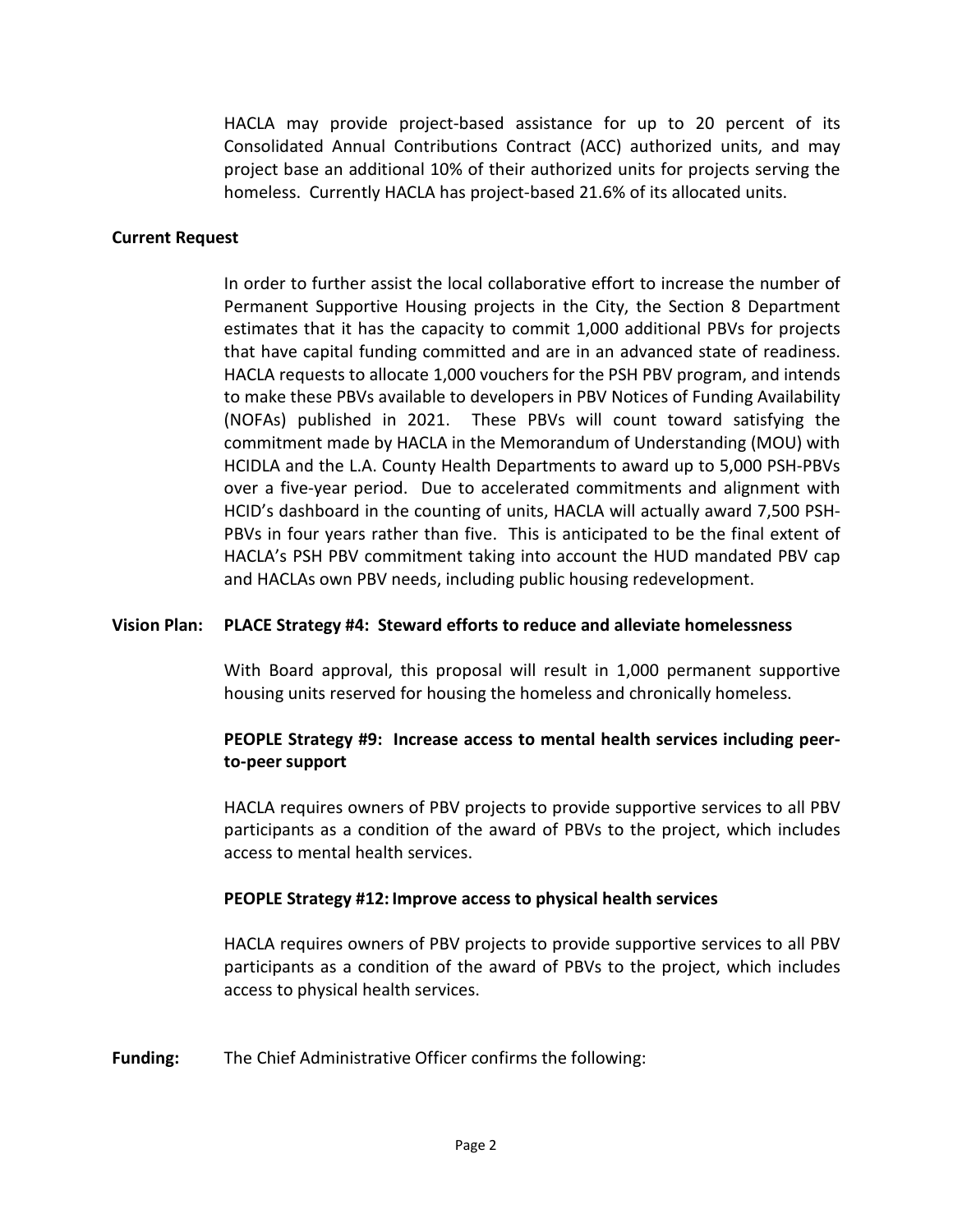HACLA may provide project-based assistance for up to 20 percent of its Consolidated Annual Contributions Contract (ACC) authorized units, and may project base an additional 10% of their authorized units for projects serving the homeless. Currently HACLA has project-based 21.6% of its allocated units.

**Current Request**

In order to further assist the local collaborative effort to increase the number of Permanent Supportive Housing projects in the City, the Section 8 Department estimates that it has the capacity to commit 1,000 additional PBVs for projects that have capital funding committed and are in an advanced state of readiness. HACLA requests to allocate 1,000 vouchers for the PSH PBV program, and intends to make these PBVs available to developers in PBV Notices of Funding Availability (NOFAs) published in 2021. These PBVs will count toward satisfying the commitment made by HACLA in the Memorandum of Understanding (MOU) with HCIDLA and the L.A. County Health Departments to award up to 5,000 PSH-PBVs over a five-year period. Due to accelerated commitments and alignment with HCID's dashboard in the counting of units, HACLA will actually award 7,500 PSH-PBVs in four years rather than five. This is anticipated to be the final extent of HACLA's PSH PBV commitment taking into account the HUD mandated PBV cap and HACLAs own PBV needs, including public housing redevelopment.

**Vision Plan: PLACE Strategy #4: Steward efforts to reduce and alleviate homelessness**

With Board approval, this proposal will result in 1,000 permanent supportive housing units reserved for housing the homeless and chronically homeless.

**PEOPLE Strategy #9: Increase access to mental health services including peer-to-peer support**

HACLA requires owners of PBV projects to provide supportive services to all PBV participants as a condition of the award of PBVs to the project, which includes access to mental health services.

**PEOPLE Strategy #12: Improve access to physical health services**

HACLA requires owners of PBV projects to provide supportive services to all PBV participants as a condition of the award of PBVs to the project, which includes access to physical health services.

**Funding:** The Chief Administrative Officer confirms the following: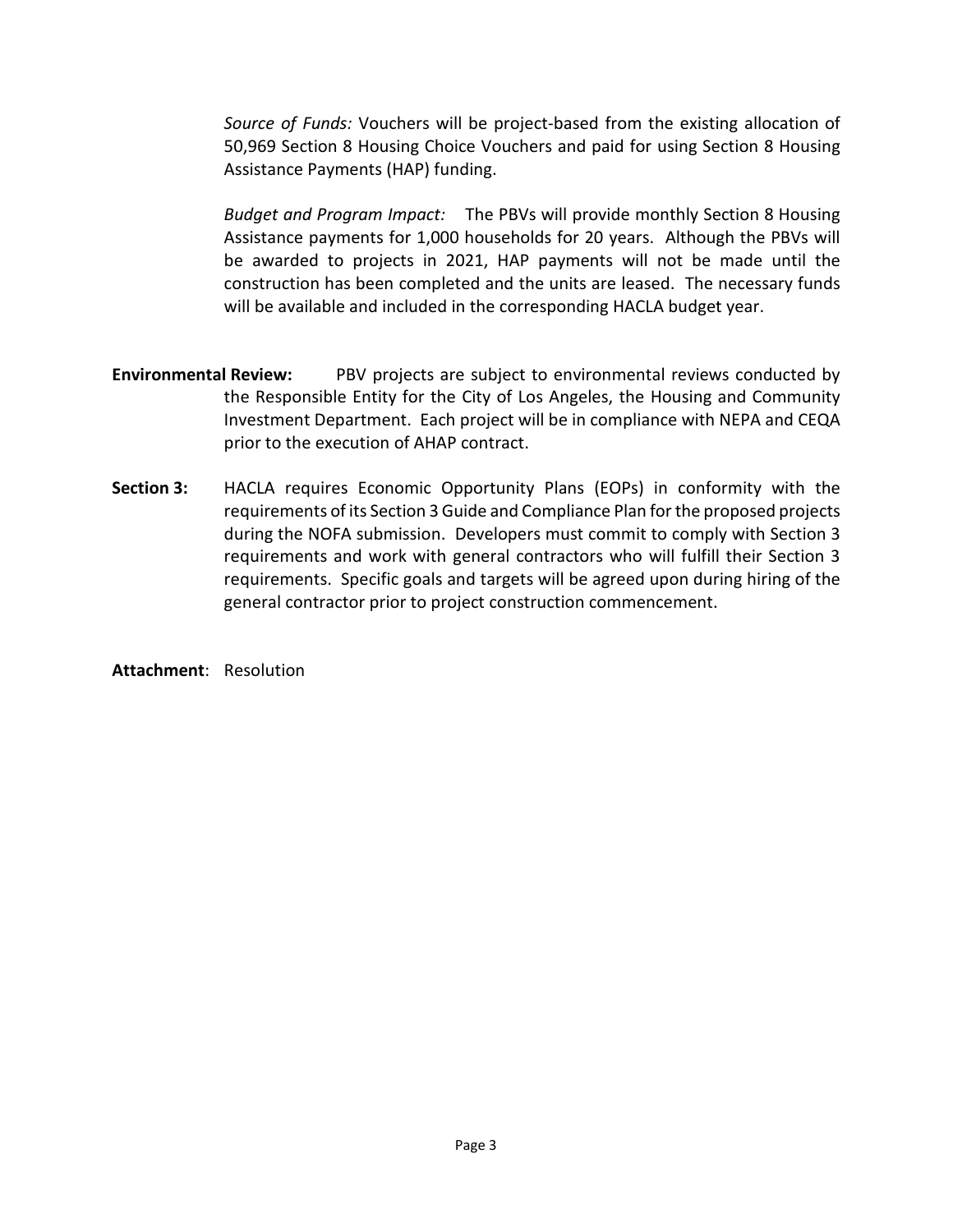*Source of Funds:* Vouchers will be project-based from the existing allocation of 50,969 Section 8 Housing Choice Vouchers and paid for using Section 8 Housing Assistance Payments (HAP) funding.

*Budget and Program Impact:* The PBVs will provide monthly Section 8 Housing Assistance payments for 1,000 households for 20 years. Although the PBVs will be awarded to projects in 2021, HAP payments will not be made until the construction has been completed and the units are leased. The necessary funds will be available and included in the corresponding HACLA budget year.

**Environmental Review:** PBV projects are subject to environmental reviews conducted by the Responsible Entity for the City of Los Angeles, the Housing and Community Investment Department. Each project will be in compliance with NEPA and CEQA prior to the execution of AHAP contract.

**Section 3:** HACLA requires Economic Opportunity Plans (EOPs) in conformity with the requirements of its Section 3 Guide and Compliance Plan for the proposed projects during the NOFA submission. Developers must commit to comply with Section 3 requirements and work with general contractors who will fulfill their Section 3 requirements. Specific goals and targets will be agreed upon during hiring of the general contractor prior to project construction commencement.

**Attachment**: Resolution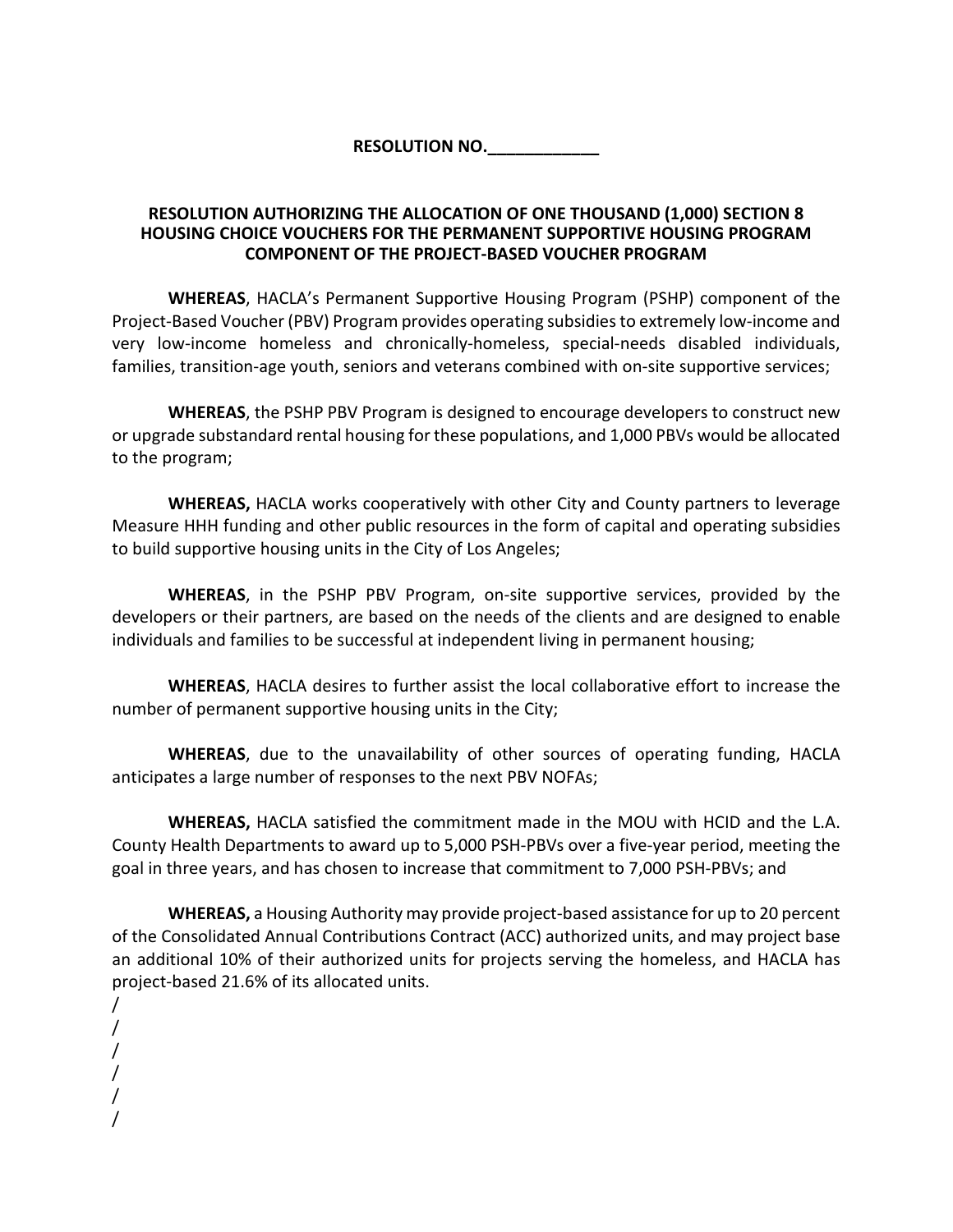**RESOLUTION NO.____________**

**RESOLUTION AUTHORIZING THE ALLOCATION OF ONE THOUSAND (1,000) SECTION 8 HOUSING CHOICE VOUCHERS FOR THE PERMANENT SUPPORTIVE HOUSING PROGRAM COMPONENT OF THE PROJECT-BASED VOUCHER PROGRAM**

**WHEREAS**, HACLA's Permanent Supportive Housing Program (PSHP) component of the Project-Based Voucher (PBV) Program provides operating subsidies to extremely low-income and very low-income homeless and chronically-homeless, special-needs disabled individuals, families, transition-age youth, seniors and veterans combined with on-site supportive services;

**WHEREAS**, the PSHP PBV Program is designed to encourage developers to construct new or upgrade substandard rental housing for these populations, and 1,000 PBVs would be allocated to the program;

**WHEREAS,** HACLA works cooperatively with other City and County partners to leverage Measure HHH funding and other public resources in the form of capital and operating subsidies to build supportive housing units in the City of Los Angeles;

**WHEREAS**, in the PSHP PBV Program, on-site supportive services, provided by the developers or their partners, are based on the needs of the clients and are designed to enable individuals and families to be successful at independent living in permanent housing;

**WHEREAS**, HACLA desires to further assist the local collaborative effort to increase the number of permanent supportive housing units in the City;

**WHEREAS**, due to the unavailability of other sources of operating funding, HACLA anticipates a large number of responses to the next PBV NOFAs;

**WHEREAS,** HACLA satisfied the commitment made in the MOU with HCID and the L.A. County Health Departments to award up to 5,000 PSH-PBVs over a five-year period, meeting the goal in three years, and has chosen to increase that commitment to 7,000 PSH-PBVs; and

**WHEREAS,** a Housing Authority may provide project-based assistance for up to 20 percent of the Consolidated Annual Contributions Contract (ACC) authorized units, and may project base an additional 10% of their authorized units for projects serving the homeless, and HACLA has project-based 21.6% of its allocated units.

/
/
/
/
/
/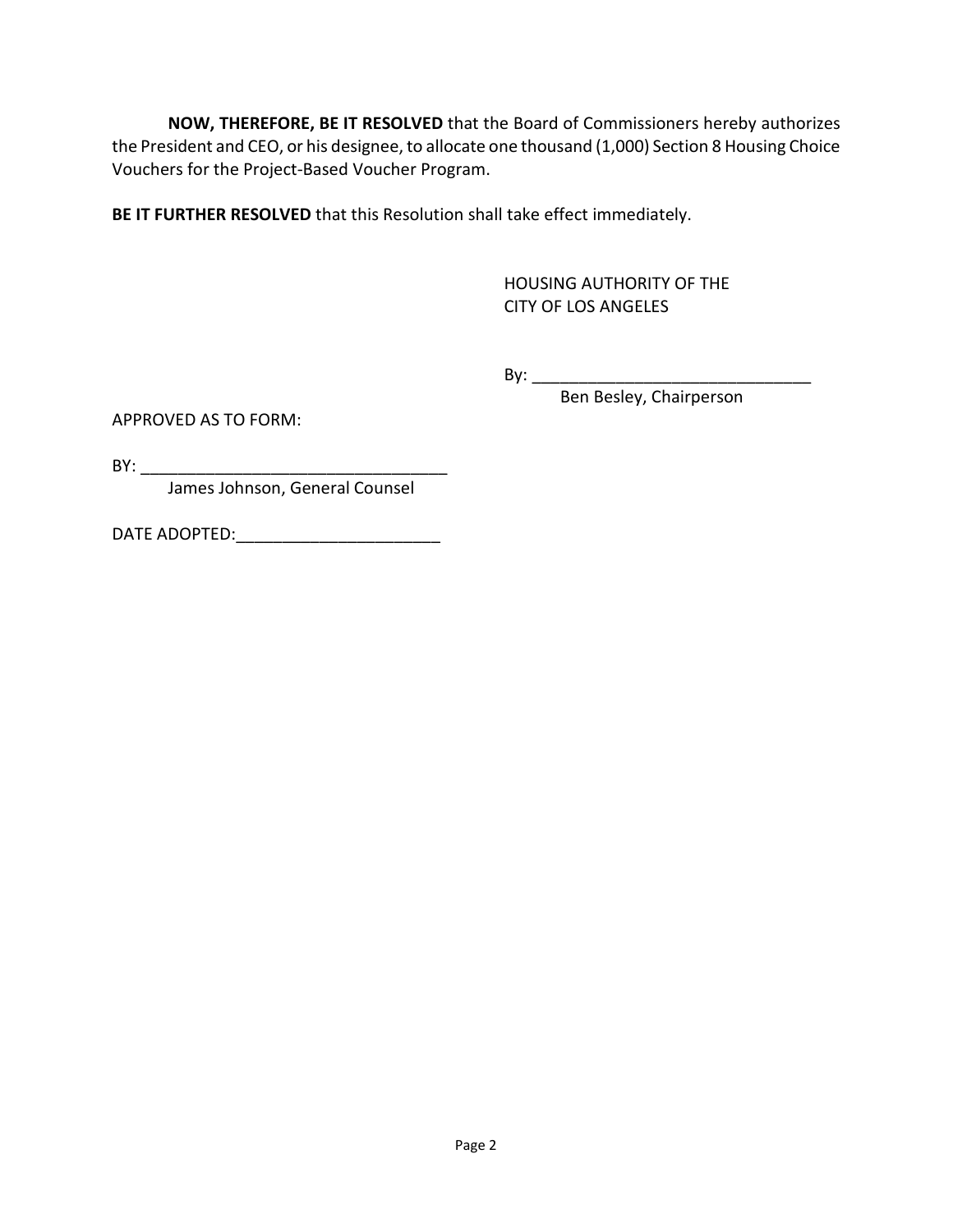**NOW, THEREFORE, BE IT RESOLVED** that the Board of Commissioners hereby authorizes the President and CEO, or his designee, to allocate one thousand (1,000) Section 8 Housing Choice Vouchers for the Project-Based Voucher Program.

**BE IT FURTHER RESOLVED** that this Resolution shall take effect immediately.

HOUSING AUTHORITY OF THE
CITY OF LOS ANGELES

By: _______________________________
Ben Besley, Chairperson

APPROVED AS TO FORM:

BY: _________________________________
James Johnson, General Counsel

DATE ADOPTED:______________________